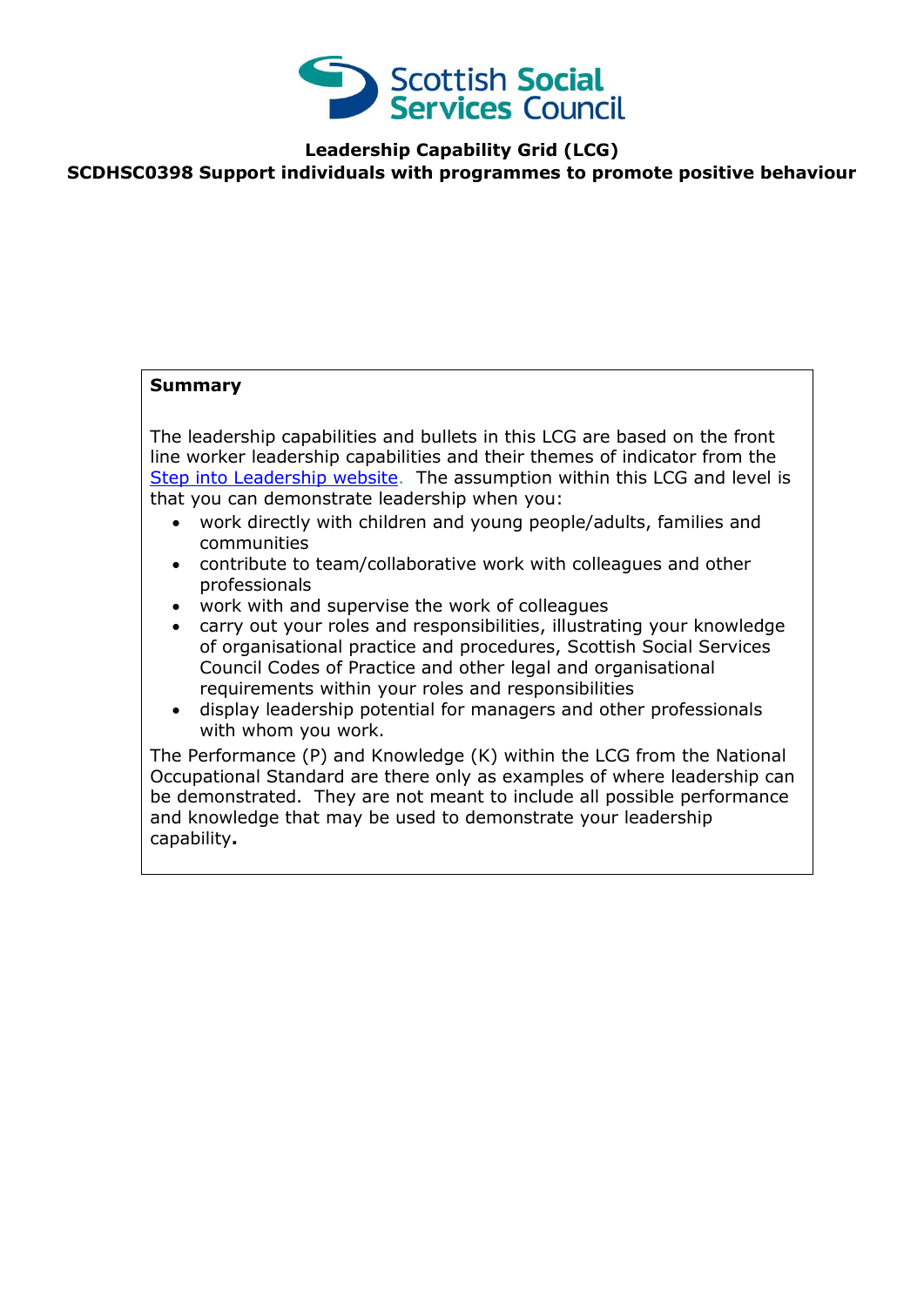Scottish Social Services Council

**Leadership Capability Grid (LCG)**

**SCDHSC0398 Support individuals with programmes to promote positive behaviour**

**Summary**

The leadership capabilities and bullets in this LCG are based on the front line worker leadership capabilities and their themes of indicator from the Step into Leadership website. The assumption within this LCG and level is that you can demonstrate leadership when you:

- work directly with children and young people/adults, families and communities
- contribute to team/collaborative work with colleagues and other professionals
- work with and supervise the work of colleagues
- carry out your roles and responsibilities, illustrating your knowledge of organisational practice and procedures, Scottish Social Services Council Codes of Practice and other legal and organisational requirements within your roles and responsibilities
- display leadership potential for managers and other professionals with whom you work.

The Performance (P) and Knowledge (K) within the LCG from the National Occupational Standard are there only as examples of where leadership can be demonstrated. They are not meant to include all possible performance and knowledge that may be used to demonstrate your leadership capability**.**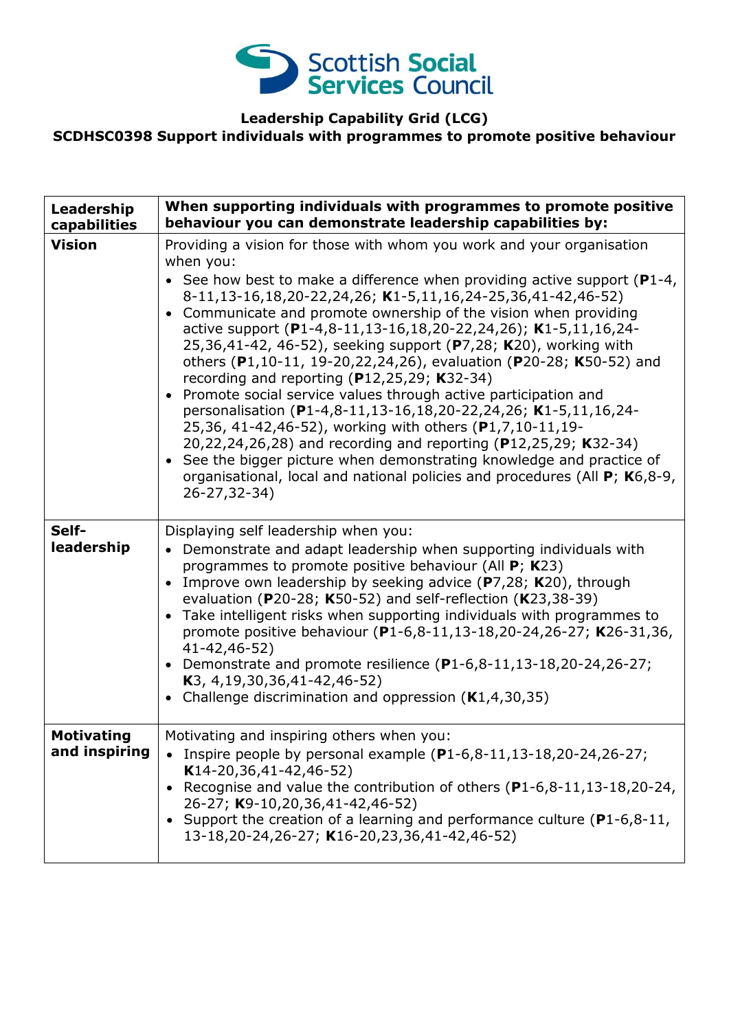**Leadership Capability Grid (LCG)**
**SCDHSC0398 Support individuals with programmes to promote positive behaviour**

| **Leadership capabilities** | **When supporting individuals with programmes to promote positive behaviour you can demonstrate leadership capabilities by:** |
| --- | --- |
| **Vision** | Providing a vision for those with whom you work and your organisation when you:<br>• See how best to make a difference when providing active support (**P**1-4, 8-11,13-16,18,20-22,24,26; **K**1-5,11,16,24-25,36,41-42,46-52)<br>• Communicate and promote ownership of the vision when providing active support (**P**1-4,8-11,13-16,18,20-22,24,26); **K**1-5,11,16,24-25,36,41-42, 46-52), seeking support (**P**7,28; **K**20), working with others (**P**1,10-11, 19-20,22,24,26), evaluation (**P**20-28; **K**50-52) and recording and reporting (**P**12,25,29; **K**32-34)<br>• Promote social service values through active participation and personalisation (**P**1-4,8-11,13-16,18,20-22,24,26; **K**1-5,11,16,24-25,36, 41-42,46-52), working with others (**P**1,7,10-11,19-20,22,24,26,28) and recording and reporting (**P**12,25,29; **K**32-34)<br>• See the bigger picture when demonstrating knowledge and practice of organisational, local and national policies and procedures (All **P**; **K**6,8-9, 26-27,32-34) |
| **Self-leadership** | Displaying self leadership when you:<br>• Demonstrate and adapt leadership when supporting individuals with programmes to promote positive behaviour (All **P**; **K**23)<br>• Improve own leadership by seeking advice (**P**7,28; **K**20), through evaluation (**P**20-28; **K**50-52) and self-reflection (**K**23,38-39)<br>• Take intelligent risks when supporting individuals with programmes to promote positive behaviour (**P**1-6,8-11,13-18,20-24,26-27; **K**26-31,36, 41-42,46-52)<br>• Demonstrate and promote resilience (**P**1-6,8-11,13-18,20-24,26-27; **K**3, 4,19,30,36,41-42,46-52)<br>• Challenge discrimination and oppression (**K**1,4,30,35) |
| **Motivating and inspiring** | Motivating and inspiring others when you:<br>• Inspire people by personal example (**P**1-6,8-11,13-18,20-24,26-27; **K**14-20,36,41-42,46-52)<br>• Recognise and value the contribution of others (**P**1-6,8-11,13-18,20-24, 26-27; **K**9-10,20,36,41-42,46-52)<br>• Support the creation of a learning and performance culture (**P**1-6,8-11, 13-18,20-24,26-27; **K**16-20,23,36,41-42,46-52) |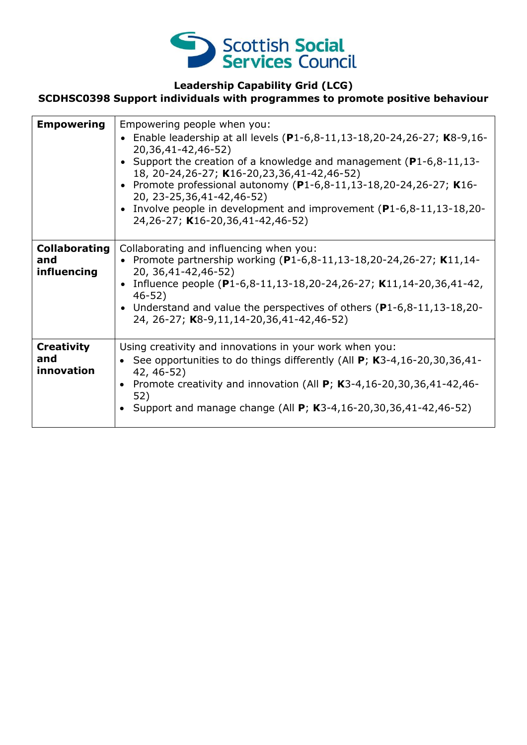**Leadership Capability Grid (LCG)**

**SCDHSC0398 Support individuals with programmes to promote positive behaviour**

| | |
|---|---|
| **Empowering** | Empowering people when you:<br>• Enable leadership at all levels (**P**1-6,8-11,13-18,20-24,26-27; **K**8-9,16-20,36,41-42,46-52)<br>• Support the creation of a knowledge and management (**P**1-6,8-11,13-18, 20-24,26-27; **K**16-20,23,36,41-42,46-52)<br>• Promote professional autonomy (**P**1-6,8-11,13-18,20-24,26-27; **K**16-20, 23-25,36,41-42,46-52)<br>• Involve people in development and improvement (**P**1-6,8-11,13-18,20-24,26-27; **K**16-20,36,41-42,46-52) |
| **Collaborating and influencing** | Collaborating and influencing when you:<br>• Promote partnership working (**P**1-6,8-11,13-18,20-24,26-27; **K**11,14-20, 36,41-42,46-52)<br>• Influence people (**P**1-6,8-11,13-18,20-24,26-27; **K**11,14-20,36,41-42, 46-52)<br>• Understand and value the perspectives of others (**P**1-6,8-11,13-18,20-24, 26-27; **K**8-9,11,14-20,36,41-42,46-52) |
| **Creativity and innovation** | Using creativity and innovations in your work when you:<br>• See opportunities to do things differently (All **P**; **K**3-4,16-20,30,36,41-42, 46-52)<br>• Promote creativity and innovation (All **P**; **K**3-4,16-20,30,36,41-42,46-52)<br>• Support and manage change (All **P**; **K**3-4,16-20,30,36,41-42,46-52) |